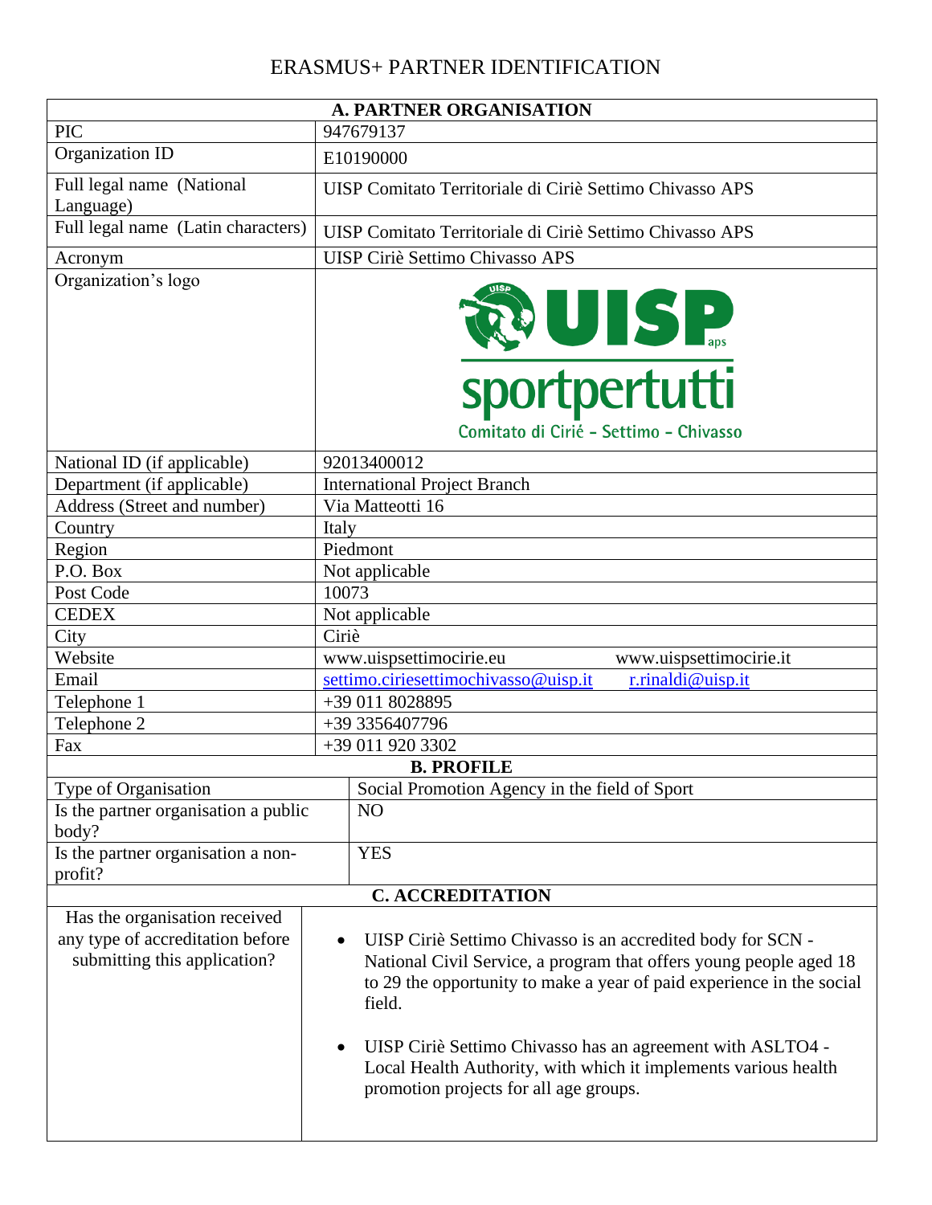# ERASMUS+ PARTNER IDENTIFICATION

| A. PARTNER ORGANISATION | |
|---|---|
| PIC | 947679137 |
| Organization ID | E10190000 |
| Full legal name (National Language) | UISP Comitato Territoriale di Ciriè Settimo Chivasso APS |
| Full legal name (Latin characters) | UISP Comitato Territoriale di Ciriè Settimo Chivasso APS |
| Acronym | UISP Ciriè Settimo Chivasso APS |
| Organization's logo | UISP aps sportpertutti Comitato di Cirié - Settimo - Chivasso |
| National ID (if applicable) | 92013400012 |
| Department (if applicable) | International Project Branch |
| Address (Street and number) | Via Matteotti 16 |
| Country | Italy |
| Region | Piedmont |
| P.O. Box | Not applicable |
| Post Code | 10073 |
| CEDEX | Not applicable |
| City | Ciriè |
| Website | www.uispsettimocirie.eu www.uispsettimocirie.it |
| Email | settimo.ciriesettimochivasso@uisp.it r.rinaldi@uisp.it |
| Telephone 1 | +39 011 8028895 |
| Telephone 2 | +39 3356407796 |
| Fax | +39 011 920 3302 |
| **B. PROFILE** | |
| Type of Organisation | Social Promotion Agency in the field of Sport |
| Is the partner organisation a public body? | NO |
| Is the partner organisation a non-profit? | YES |
| **C. ACCREDITATION** | |
| Has the organisation received any type of accreditation before submitting this application? | • UISP Ciriè Settimo Chivasso is an accredited body for SCN - National Civil Service, a program that offers young people aged 18 to 29 the opportunity to make a year of paid experience in the social field.<br><br>• UISP Ciriè Settimo Chivasso has an agreement with ASLTO4 - Local Health Authority, with which it implements various health promotion projects for all age groups. |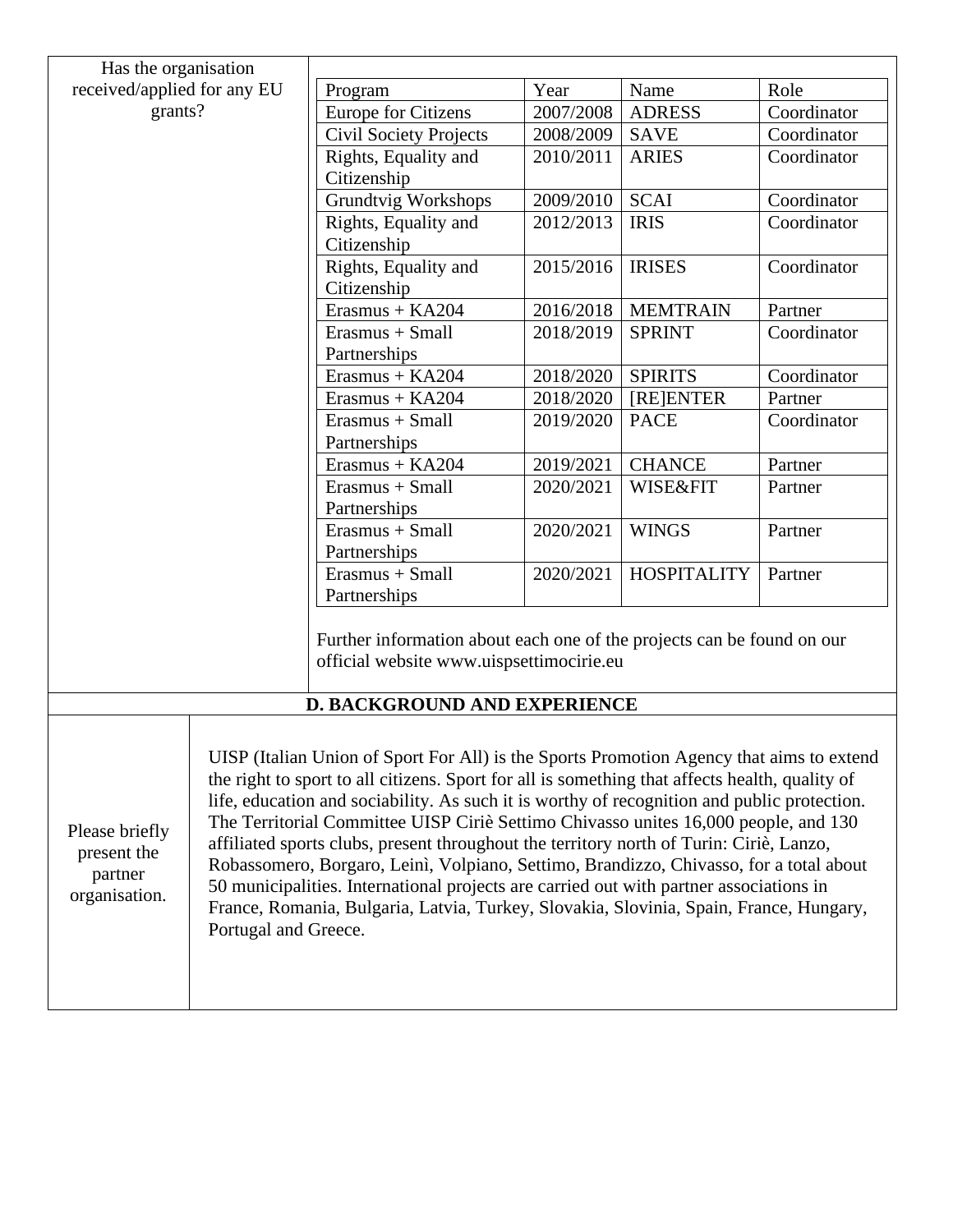**Has the organisation received/applied for any EU grants?**

| Program | Year | Name | Role |
|---|---|---|---|
| Europe for Citizens | 2007/2008 | ADRESS | Coordinator |
| Civil Society Projects | 2008/2009 | SAVE | Coordinator |
| Rights, Equality and Citizenship | 2010/2011 | ARIES | Coordinator |
| Grundtvig Workshops | 2009/2010 | SCAI | Coordinator |
| Rights, Equality and Citizenship | 2012/2013 | IRIS | Coordinator |
| Rights, Equality and Citizenship | 2015/2016 | IRISES | Coordinator |
| Erasmus + KA204 | 2016/2018 | MEMTRAIN | Partner |
| Erasmus + Small Partnerships | 2018/2019 | SPRINT | Coordinator |
| Erasmus + KA204 | 2018/2020 | SPIRITS | Coordinator |
| Erasmus + KA204 | 2018/2020 | [RE]ENTER | Partner |
| Erasmus + Small Partnerships | 2019/2020 | PACE | Coordinator |
| Erasmus + KA204 | 2019/2021 | CHANCE | Partner |
| Erasmus + Small Partnerships | 2020/2021 | WISE&FIT | Partner |
| Erasmus + Small Partnerships | 2020/2021 | WINGS | Partner |
| Erasmus + Small Partnerships | 2020/2021 | HOSPITALITY | Partner |

Further information about each one of the projects can be found on our official website www.uispsettimocirie.eu

## D. BACKGROUND AND EXPERIENCE

**Please briefly present the partner organisation.**

UISP (Italian Union of Sport For All) is the Sports Promotion Agency that aims to extend the right to sport to all citizens. Sport for all is something that affects health, quality of life, education and sociability. As such it is worthy of recognition and public protection. The Territorial Committee UISP Ciriè Settimo Chivasso unites 16,000 people, and 130 affiliated sports clubs, present throughout the territory north of Turin: Ciriè, Lanzo, Robassomero, Borgaro, Leinì, Volpiano, Settimo, Brandizzo, Chivasso, for a total about 50 municipalities. International projects are carried out with partner associations in France, Romania, Bulgaria, Latvia, Turkey, Slovakia, Slovinia, Spain, France, Hungary, Portugal and Greece.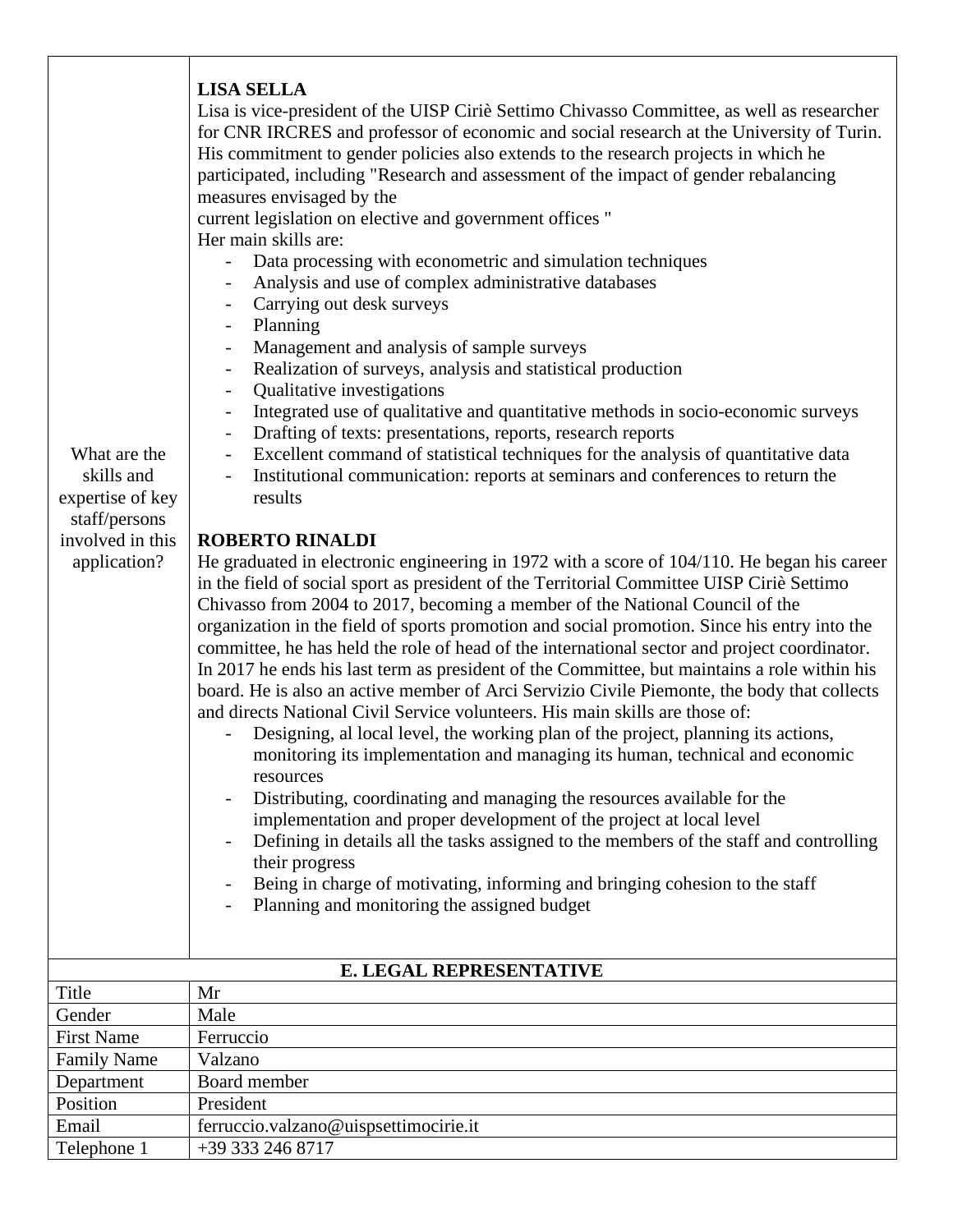| What are the skills and expertise of key staff/persons involved in this application? | **LISA SELLA**<br>Lisa is vice-president of the UISP Ciriè Settimo Chivasso Committee, as well as researcher for CNR IRCRES and professor of economic and social research at the University of Turin. His commitment to gender policies also extends to the research projects in which he participated, including "Research and assessment of the impact of gender rebalancing measures envisaged by the current legislation on elective and government offices "<br>Her main skills are:<br>- Data processing with econometric and simulation techniques<br>- Analysis and use of complex administrative databases<br>- Carrying out desk surveys<br>- Planning<br>- Management and analysis of sample surveys<br>- Realization of surveys, analysis and statistical production<br>- Qualitative investigations<br>- Integrated use of qualitative and quantitative methods in socio-economic surveys<br>- Drafting of texts: presentations, reports, research reports<br>- Excellent command of statistical techniques for the analysis of quantitative data<br>- Institutional communication: reports at seminars and conferences to return the results<br><br>**ROBERTO RINALDI**<br>He graduated in electronic engineering in 1972 with a score of 104/110. He began his career in the field of social sport as president of the Territorial Committee UISP Ciriè Settimo Chivasso from 2004 to 2017, becoming a member of the National Council of the organization in the field of sports promotion and social promotion. Since his entry into the committee, he has held the role of head of the international sector and project coordinator. In 2017 he ends his last term as president of the Committee, but maintains a role within his board. He is also an active member of Arci Servizio Civile Piemonte, the body that collects and directs National Civil Service volunteers. His main skills are those of:<br>- Designing, al local level, the working plan of the project, planning its actions, monitoring its implementation and managing its human, technical and economic resources<br>- Distributing, coordinating and managing the resources available for the implementation and proper development of the project at local level<br>- Defining in details all the tasks assigned to the members of the staff and controlling their progress<br>- Being in charge of motivating, informing and bringing cohesion to the staff<br>- Planning and monitoring the assigned budget |
|---|---|

| **E. LEGAL REPRESENTATIVE** | |
|---|---|
| Title | Mr |
| Gender | Male |
| First Name | Ferruccio |
| Family Name | Valzano |
| Department | Board member |
| Position | President |
| Email | ferruccio.valzano@uispsettimocirie.it |
| Telephone 1 | +39 333 246 8717 |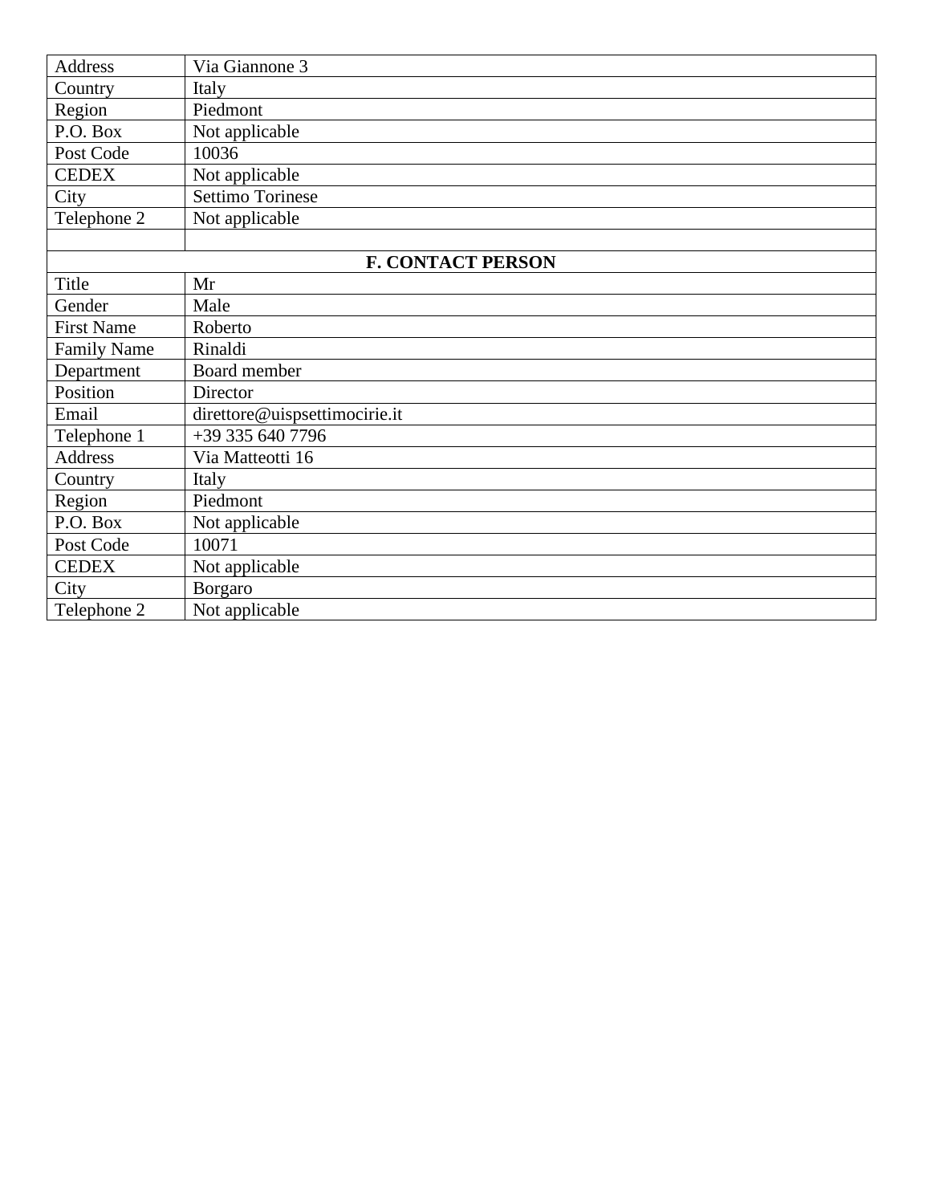| | |
|---|---|
| Address | Via Giannone 3 |
| Country | Italy |
| Region | Piedmont |
| P.O. Box | Not applicable |
| Post Code | 10036 |
| CEDEX | Not applicable |
| City | Settimo Torinese |
| Telephone 2 | Not applicable |
| | |
| **F. CONTACT PERSON** | |
| Title | Mr |
| Gender | Male |
| First Name | Roberto |
| Family Name | Rinaldi |
| Department | Board member |
| Position | Director |
| Email | direttore@uispsettimocirie.it |
| Telephone 1 | +39 335 640 7796 |
| Address | Via Matteotti 16 |
| Country | Italy |
| Region | Piedmont |
| P.O. Box | Not applicable |
| Post Code | 10071 |
| CEDEX | Not applicable |
| City | Borgaro |
| Telephone 2 | Not applicable |